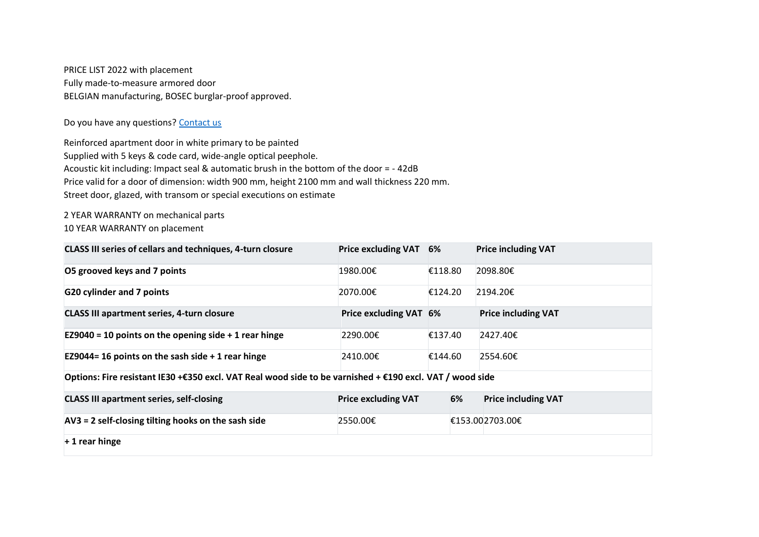PRICE LIST 2022 with placement
Fully made-to-measure armored door
BELGIAN manufacturing, BOSEC burglar-proof approved.

Do you have any questions? [Contact us]

Reinforced apartment door in white primary to be painted
Supplied with 5 keys & code card, wide-angle optical peephole.
Acoustic kit including: Impact seal & automatic brush in the bottom of the door = - 42dB
Price valid for a door of dimension: width 900 mm, height 2100 mm and wall thickness 220 mm.
Street door, glazed, with transom or special executions on estimate

2 YEAR WARRANTY on mechanical parts
10 YEAR WARRANTY on placement

| **CLASS III series of cellars and techniques, 4-turn closure** | **Price excluding VAT** | **6%** | **Price including VAT** |
|---|---|---|---|
| **O5 grooved keys and 7 points** | 1980.00€ | €118.80 | 2098.80€ |
| **G20 cylinder and 7 points** | 2070.00€ | €124.20 | 2194.20€ |
| **CLASS III apartment series, 4-turn closure** | **Price excluding VAT** | **6%** | **Price including VAT** |
| **EZ9040 = 10 points on the opening side + 1 rear hinge** | 2290.00€ | €137.40 | 2427.40€ |
| **EZ9044= 16 points on the sash side + 1 rear hinge** | 2410.00€ | €144.60 | 2554.60€ |
| **Options: Fire resistant IE30 +€350 excl. VAT Real wood side to be varnished + €190 excl. VAT / wood side** | | | |
| **CLASS III apartment series, self-closing** | **Price excluding VAT** | **6%** | **Price including VAT** |
| **AV3 = 2 self-closing tilting hooks on the sash side** | 2550.00€ | €153.00 | 2703.00€ |
| **+ 1 rear hinge** | | | |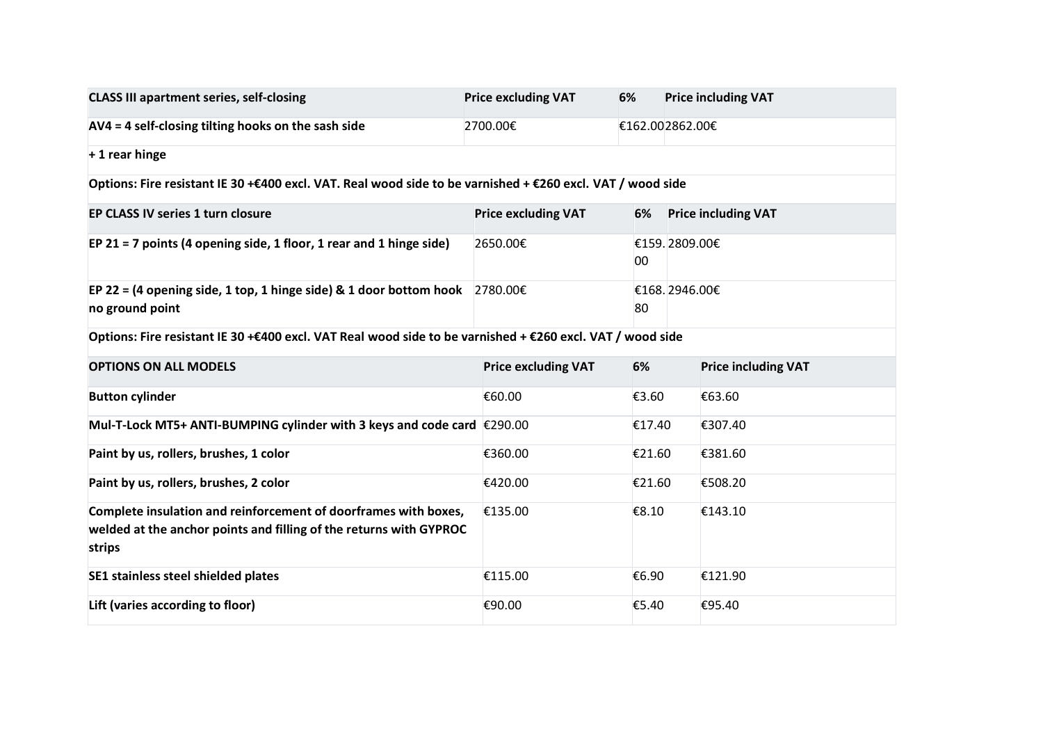| CLASS III apartment series, self-closing | Price excluding VAT | 6% | Price including VAT |
|---|---|---|---|
| AV4 = 4 self-closing tilting hooks on the sash side | 2700.00€ | €162.00 | 2862.00€ |
| + 1 rear hinge | | | |
| Options: Fire resistant IE 30 +€400 excl. VAT. Real wood side to be varnished + €260 excl. VAT / wood side | | | |

| EP CLASS IV series 1 turn closure | Price excluding VAT | 6% | Price including VAT |
|---|---|---|---|
| EP 21 = 7 points (4 opening side, 1 floor, 1 rear and 1 hinge side) | 2650.00€ | €159.00 | 2809.00€ |
| EP 22 = (4 opening side, 1 top, 1 hinge side) & 1 door bottom hook no ground point | 2780.00€ | €168.80 | 2946.00€ |
| Options: Fire resistant IE 30 +€400 excl. VAT Real wood side to be varnished + €260 excl. VAT / wood side | | | |

| OPTIONS ON ALL MODELS | Price excluding VAT | 6% | Price including VAT |
|---|---|---|---|
| Button cylinder | €60.00 | €3.60 | €63.60 |
| Mul-T-Lock MT5+ ANTI-BUMPING cylinder with 3 keys and code card | €290.00 | €17.40 | €307.40 |
| Paint by us, rollers, brushes, 1 color | €360.00 | €21.60 | €381.60 |
| Paint by us, rollers, brushes, 2 color | €420.00 | €21.60 | €508.20 |
| Complete insulation and reinforcement of doorframes with boxes, welded at the anchor points and filling of the returns with GYPROC strips | €135.00 | €8.10 | €143.10 |
| SE1 stainless steel shielded plates | €115.00 | €6.90 | €121.90 |
| Lift (varies according to floor) | €90.00 | €5.40 | €95.40 |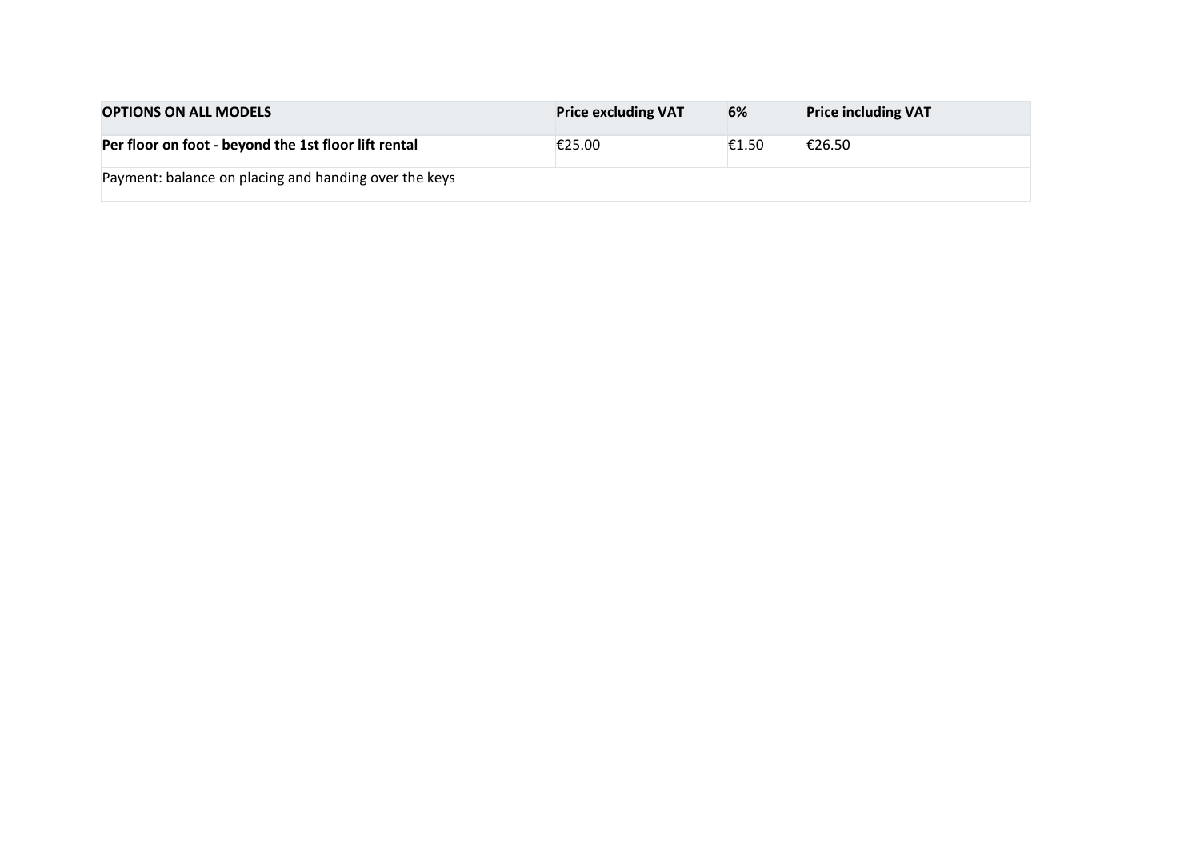| OPTIONS ON ALL MODELS | Price excluding VAT | 6% | Price including VAT |
| --- | --- | --- | --- |
| **Per floor on foot - beyond the 1st floor lift rental** | €25.00 | €1.50 | €26.50 |
| Payment: balance on placing and handing over the keys | | | |